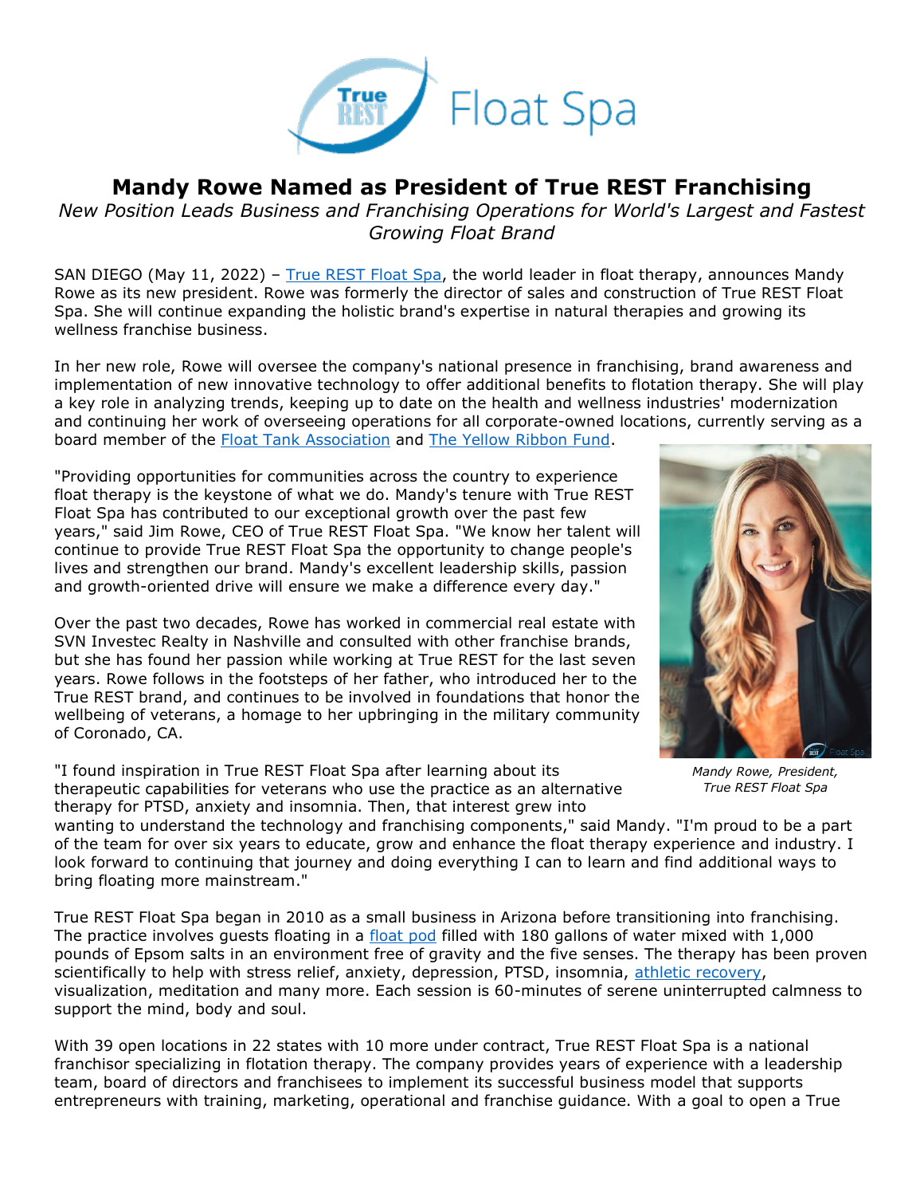# Mandy Rowe Named as President of True REST Franchising

*New Position Leads Business and Franchising Operations for World's Largest and Fastest Growing Float Brand*

SAN DIEGO (May 11, 2022) – [True REST Float Spa](), the world leader in float therapy, announces Mandy Rowe as its new president. Rowe was formerly the director of sales and construction of True REST Float Spa. She will continue expanding the holistic brand's expertise in natural therapies and growing its wellness franchise business.

In her new role, Rowe will oversee the company's national presence in franchising, brand awareness and implementation of new innovative technology to offer additional benefits to flotation therapy. She will play a key role in analyzing trends, keeping up to date on the health and wellness industries' modernization and continuing her work of overseeing operations for all corporate-owned locations, currently serving as a board member of the [Float Tank Association]() and [The Yellow Ribbon Fund]().

"Providing opportunities for communities across the country to experience float therapy is the keystone of what we do. Mandy's tenure with True REST Float Spa has contributed to our exceptional growth over the past few years," said Jim Rowe, CEO of True REST Float Spa. "We know her talent will continue to provide True REST Float Spa the opportunity to change people's lives and strengthen our brand. Mandy's excellent leadership skills, passion and growth-oriented drive will ensure we make a difference every day."

Over the past two decades, Rowe has worked in commercial real estate with SVN Investec Realty in Nashville and consulted with other franchise brands, but she has found her passion while working at True REST for the last seven years. Rowe follows in the footsteps of her father, who introduced her to the True REST brand, and continues to be involved in foundations that honor the wellbeing of veterans, a homage to her upbringing in the military community of Coronado, CA.

*Mandy Rowe, President, True REST Float Spa*

"I found inspiration in True REST Float Spa after learning about its therapeutic capabilities for veterans who use the practice as an alternative therapy for PTSD, anxiety and insomnia. Then, that interest grew into wanting to understand the technology and franchising components," said Mandy. "I'm proud to be a part of the team for over six years to educate, grow and enhance the float therapy experience and industry. I look forward to continuing that journey and doing everything I can to learn and find additional ways to bring floating more mainstream."

True REST Float Spa began in 2010 as a small business in Arizona before transitioning into franchising. The practice involves guests floating in a [float pod]() filled with 180 gallons of water mixed with 1,000 pounds of Epsom salts in an environment free of gravity and the five senses. The therapy has been proven scientifically to help with stress relief, anxiety, depression, PTSD, insomnia, [athletic recovery](), visualization, meditation and many more. Each session is 60-minutes of serene uninterrupted calmness to support the mind, body and soul.

With 39 open locations in 22 states with 10 more under contract, True REST Float Spa is a national franchisor specializing in flotation therapy. The company provides years of experience with a leadership team, board of directors and franchisees to implement its successful business model that supports entrepreneurs with training, marketing, operational and franchise guidance. With a goal to open a True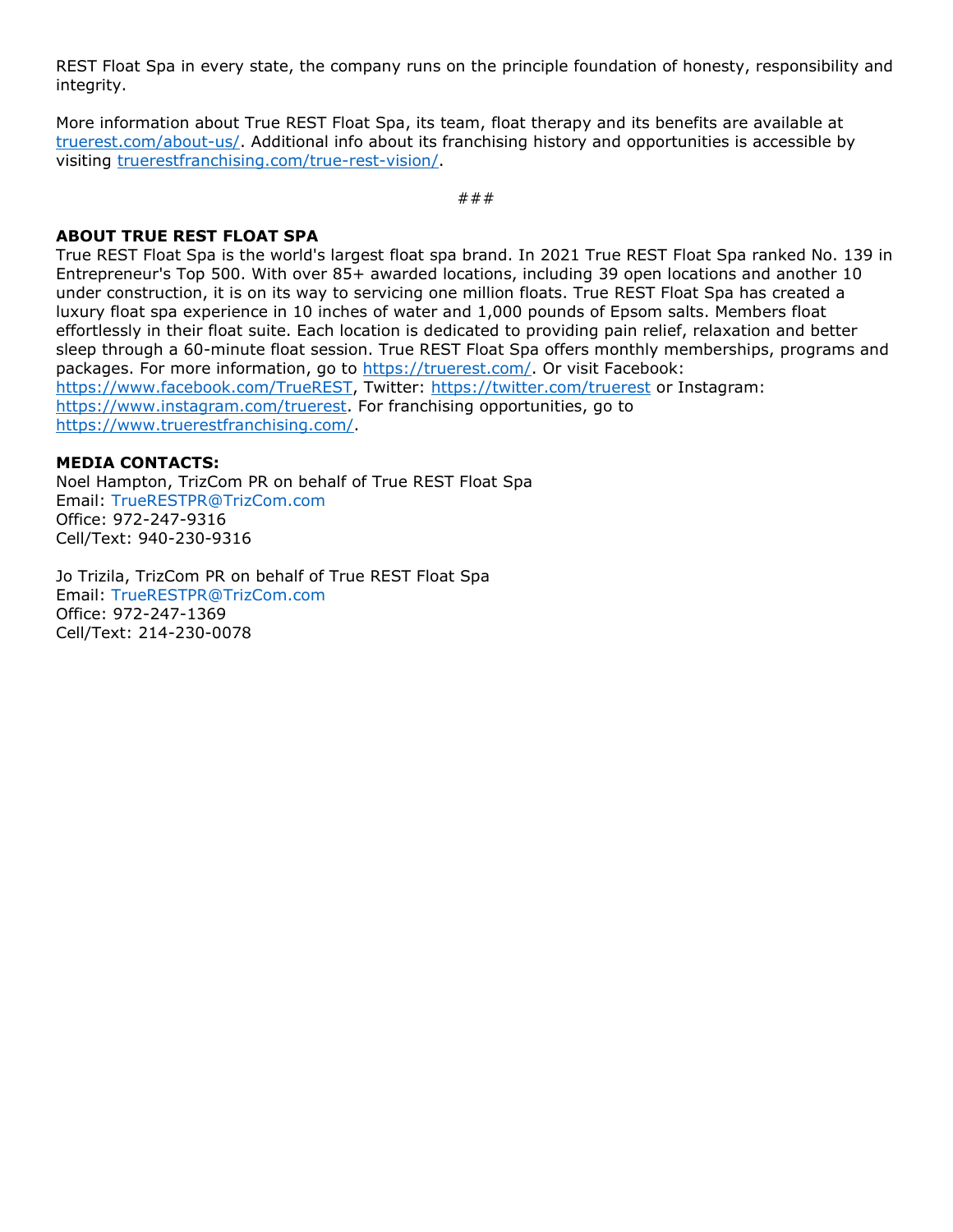REST Float Spa in every state, the company runs on the principle foundation of honesty, responsibility and integrity.

More information about True REST Float Spa, its team, float therapy and its benefits are available at truerest.com/about-us/. Additional info about its franchising history and opportunities is accessible by visiting truerestfranchising.com/true-rest-vision/.

###

**ABOUT TRUE REST FLOAT SPA**
True REST Float Spa is the world's largest float spa brand. In 2021 True REST Float Spa ranked No. 139 in Entrepreneur's Top 500. With over 85+ awarded locations, including 39 open locations and another 10 under construction, it is on its way to servicing one million floats. True REST Float Spa has created a luxury float spa experience in 10 inches of water and 1,000 pounds of Epsom salts. Members float effortlessly in their float suite. Each location is dedicated to providing pain relief, relaxation and better sleep through a 60-minute float session. True REST Float Spa offers monthly memberships, programs and packages. For more information, go to https://truerest.com/. Or visit Facebook: https://www.facebook.com/TrueREST, Twitter: https://twitter.com/truerest or Instagram: https://www.instagram.com/truerest. For franchising opportunities, go to https://www.truerestfranchising.com/.

**MEDIA CONTACTS:**
Noel Hampton, TrizCom PR on behalf of True REST Float Spa
Email: TrueRESTPR@TrizCom.com
Office: 972-247-9316
Cell/Text: 940-230-9316

Jo Trizila, TrizCom PR on behalf of True REST Float Spa
Email: TrueRESTPR@TrizCom.com
Office: 972-247-1369
Cell/Text: 214-230-0078